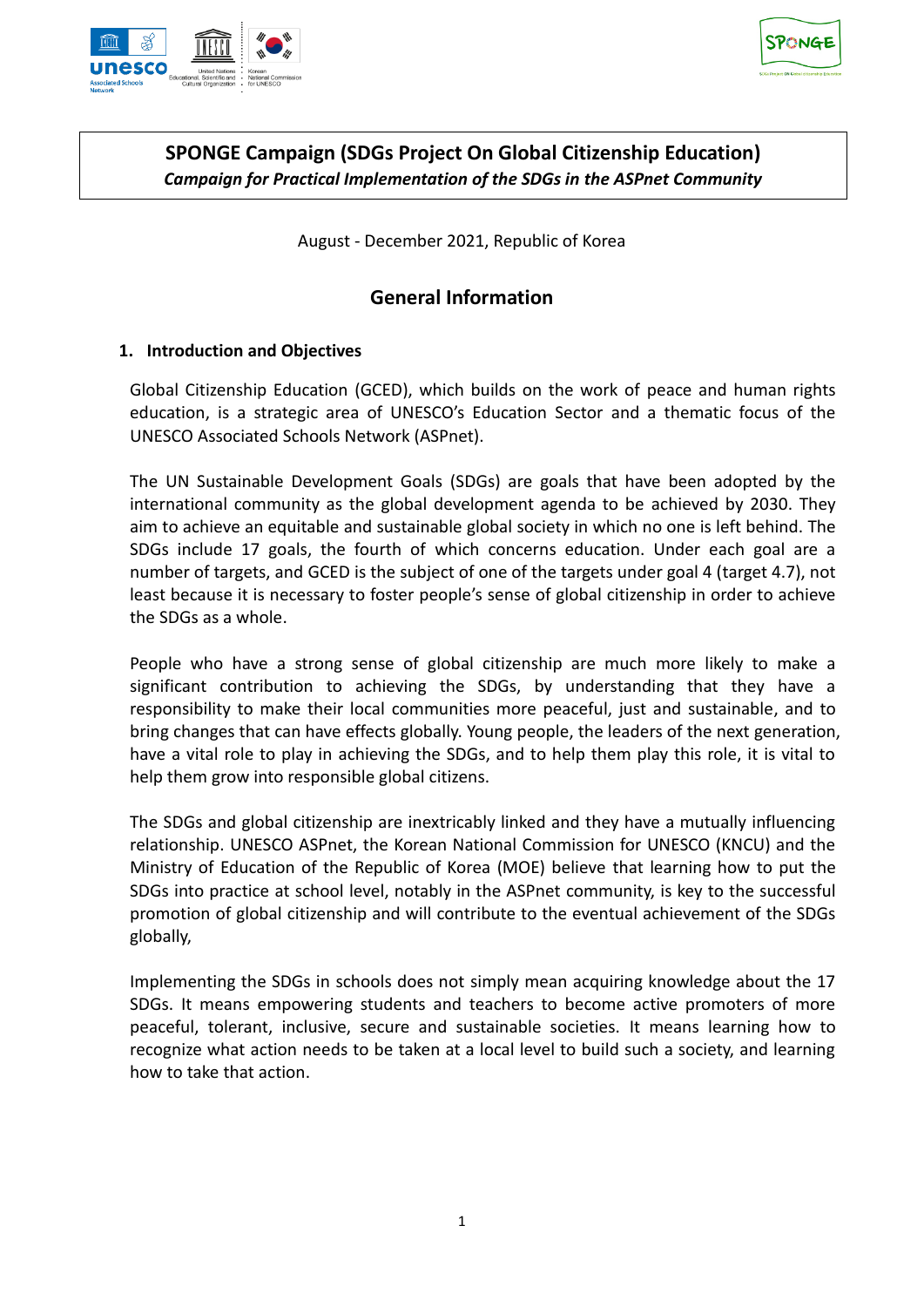# SPONGE Campaign (SDGs Project On Global Citizenship Education)

***Campaign for Practical Implementation of the SDGs in the ASPnet Community***

August - December 2021, Republic of Korea

## General Information

### 1. Introduction and Objectives

Global Citizenship Education (GCED), which builds on the work of peace and human rights education, is a strategic area of UNESCO's Education Sector and a thematic focus of the UNESCO Associated Schools Network (ASPnet).

The UN Sustainable Development Goals (SDGs) are goals that have been adopted by the international community as the global development agenda to be achieved by 2030. They aim to achieve an equitable and sustainable global society in which no one is left behind. The SDGs include 17 goals, the fourth of which concerns education. Under each goal are a number of targets, and GCED is the subject of one of the targets under goal 4 (target 4.7), not least because it is necessary to foster people's sense of global citizenship in order to achieve the SDGs as a whole.

People who have a strong sense of global citizenship are much more likely to make a significant contribution to achieving the SDGs, by understanding that they have a responsibility to make their local communities more peaceful, just and sustainable, and to bring changes that can have effects globally. Young people, the leaders of the next generation, have a vital role to play in achieving the SDGs, and to help them play this role, it is vital to help them grow into responsible global citizens.

The SDGs and global citizenship are inextricably linked and they have a mutually influencing relationship. UNESCO ASPnet, the Korean National Commission for UNESCO (KNCU) and the Ministry of Education of the Republic of Korea (MOE) believe that learning how to put the SDGs into practice at school level, notably in the ASPnet community, is key to the successful promotion of global citizenship and will contribute to the eventual achievement of the SDGs globally,

Implementing the SDGs in schools does not simply mean acquiring knowledge about the 17 SDGs. It means empowering students and teachers to become active promoters of more peaceful, tolerant, inclusive, secure and sustainable societies. It means learning how to recognize what action needs to be taken at a local level to build such a society, and learning how to take that action.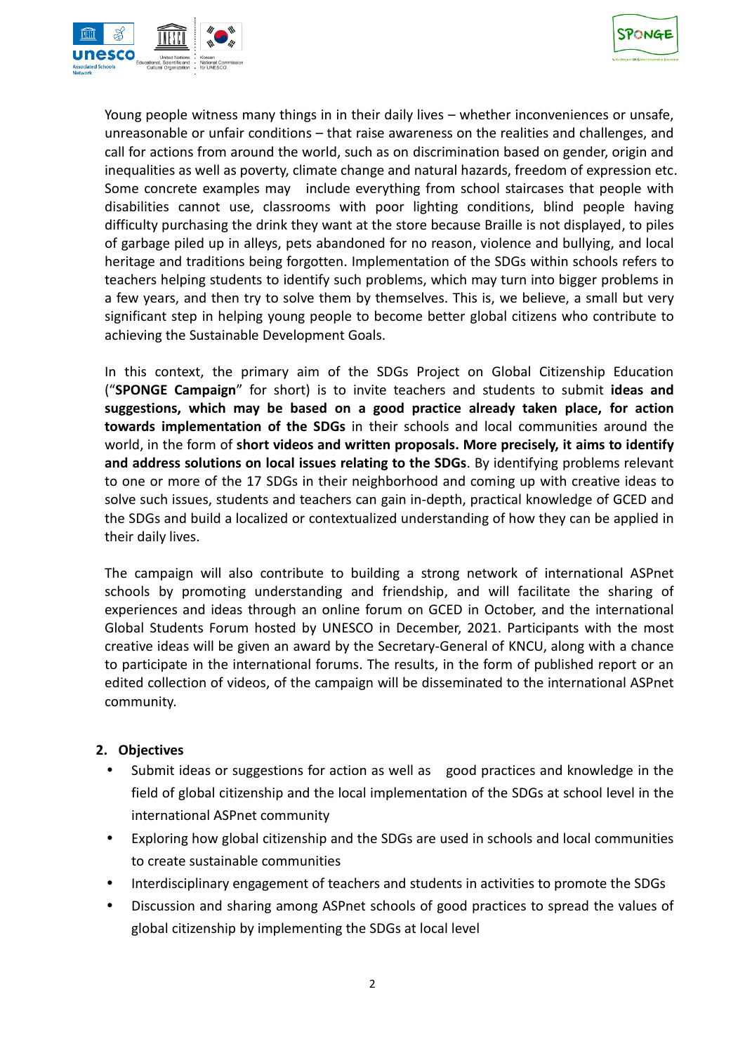Young people witness many things in in their daily lives – whether inconveniences or unsafe, unreasonable or unfair conditions – that raise awareness on the realities and challenges, and call for actions from around the world, such as on discrimination based on gender, origin and inequalities as well as poverty, climate change and natural hazards, freedom of expression etc. Some concrete examples may include everything from school staircases that people with disabilities cannot use, classrooms with poor lighting conditions, blind people having difficulty purchasing the drink they want at the store because Braille is not displayed, to piles of garbage piled up in alleys, pets abandoned for no reason, violence and bullying, and local heritage and traditions being forgotten. Implementation of the SDGs within schools refers to teachers helping students to identify such problems, which may turn into bigger problems in a few years, and then try to solve them by themselves. This is, we believe, a small but very significant step in helping young people to become better global citizens who contribute to achieving the Sustainable Development Goals.

In this context, the primary aim of the SDGs Project on Global Citizenship Education ("**SPONGE Campaign**" for short) is to invite teachers and students to submit **ideas and suggestions, which may be based on a good practice already taken place, for action towards implementation of the SDGs** in their schools and local communities around the world, in the form of **short videos and written proposals. More precisely, it aims to identify and address solutions on local issues relating to the SDGs**. By identifying problems relevant to one or more of the 17 SDGs in their neighborhood and coming up with creative ideas to solve such issues, students and teachers can gain in-depth, practical knowledge of GCED and the SDGs and build a localized or contextualized understanding of how they can be applied in their daily lives.

The campaign will also contribute to building a strong network of international ASPnet schools by promoting understanding and friendship, and will facilitate the sharing of experiences and ideas through an online forum on GCED in October, and the international Global Students Forum hosted by UNESCO in December, 2021. Participants with the most creative ideas will be given an award by the Secretary-General of KNCU, along with a chance to participate in the international forums. The results, in the form of published report or an edited collection of videos, of the campaign will be disseminated to the international ASPnet community.

## 2. Objectives

- Submit ideas or suggestions for action as well as good practices and knowledge in the field of global citizenship and the local implementation of the SDGs at school level in the international ASPnet community
- Exploring how global citizenship and the SDGs are used in schools and local communities to create sustainable communities
- Interdisciplinary engagement of teachers and students in activities to promote the SDGs
- Discussion and sharing among ASPnet schools of good practices to spread the values of global citizenship by implementing the SDGs at local level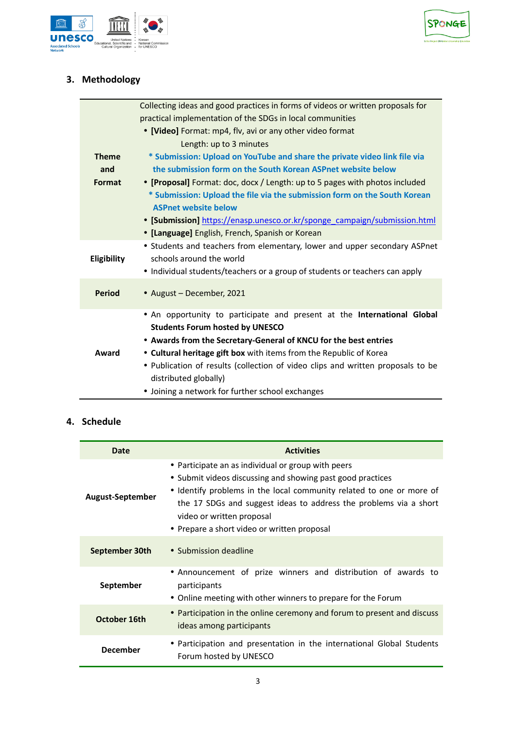## 3. Methodology

| | |
|---|---|
| **Theme and Format** | Collecting ideas and good practices in forms of videos or written proposals for practical implementation of the SDGs in local communities<br>• **[Video]** Format: mp4, flv, avi or any other video format<br>Length: up to 3 minutes<br>**\* Submission: Upload on YouTube and share the private video link file via the submission form on the South Korean ASPnet website below**<br>• **[Proposal]** Format: doc, docx / Length: up to 5 pages with photos included<br>**\* Submission: Upload the file via the submission form on the South Korean ASPnet website below**<br>• **[Submission]** https://enasp.unesco.or.kr/sponge_campaign/submission.html<br>• **[Language]** English, French, Spanish or Korean |
| **Eligibility** | • Students and teachers from elementary, lower and upper secondary ASPnet schools around the world<br>• Individual students/teachers or a group of students or teachers can apply |
| **Period** | • August – December, 2021 |
| **Award** | • An opportunity to participate and present at the **International Global Students Forum hosted by UNESCO**<br>• **Awards from the Secretary-General of KNCU for the best entries**<br>• **Cultural heritage gift box** with items from the Republic of Korea<br>• Publication of results (collection of video clips and written proposals to be distributed globally)<br>• Joining a network for further school exchanges |

## 4. Schedule

| Date | Activities |
|---|---|
| **August-September** | • Participate an as individual or group with peers<br>• Submit videos discussing and showing past good practices<br>• Identify problems in the local community related to one or more of the 17 SDGs and suggest ideas to address the problems via a short video or written proposal<br>• Prepare a short video or written proposal |
| **September 30th** | • Submission deadline |
| **September** | • Announcement of prize winners and distribution of awards to participants<br>• Online meeting with other winners to prepare for the Forum |
| **October 16th** | • Participation in the online ceremony and forum to present and discuss ideas among participants |
| **December** | • Participation and presentation in the international Global Students Forum hosted by UNESCO |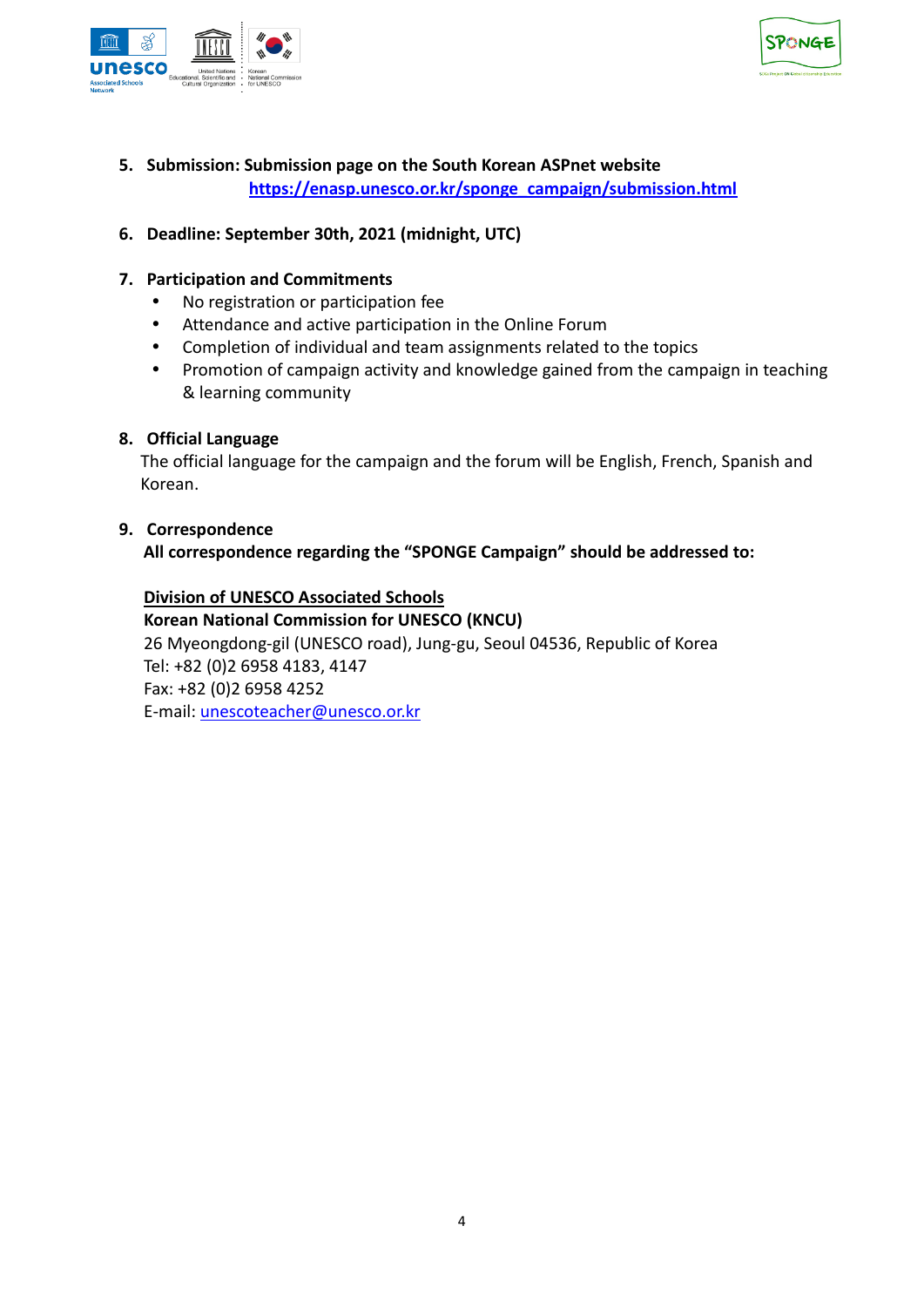5. **Submission: Submission page on the South Korean ASPnet website**
   **https://enasp.unesco.or.kr/sponge_campaign/submission.html**

6. **Deadline: September 30th, 2021 (midnight, UTC)**

7. **Participation and Commitments**
   - No registration or participation fee
   - Attendance and active participation in the Online Forum
   - Completion of individual and team assignments related to the topics
   - Promotion of campaign activity and knowledge gained from the campaign in teaching & learning community

8. **Official Language**

   The official language for the campaign and the forum will be English, French, Spanish and Korean.

9. **Correspondence**

   **All correspondence regarding the "SPONGE Campaign" should be addressed to:**

   **Division of UNESCO Associated Schools**
   **Korean National Commission for UNESCO (KNCU)**
   26 Myeongdong-gil (UNESCO road), Jung-gu, Seoul 04536, Republic of Korea
   Tel: +82 (0)2 6958 4183, 4147
   Fax: +82 (0)2 6958 4252
   E-mail: unescoteacher@unesco.or.kr